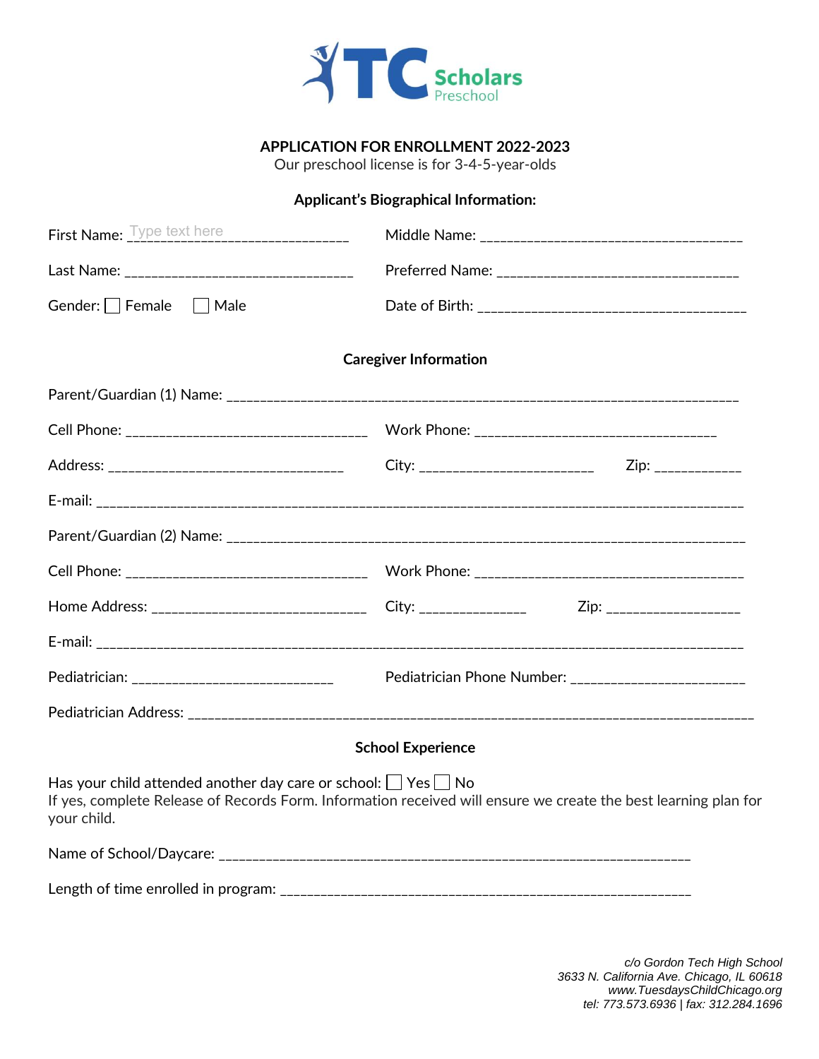TC Scholars Preschool

## APPLICATION FOR ENROLLMENT 2022-2023

Our preschool license is for 3-4-5-year-olds

### Applicant's Biographical Information:

First Name: Type text here ______________________________ Middle Name: ____________________________________

Last Name: ________________________________ Preferred Name: _________________________________

Gender: ☐ Female ☐ Male Date of Birth: _____________________________________

### Caregiver Information

Parent/Guardian (1) Name: _______________________________________________________________________

Cell Phone: __________________________________ Work Phone: _________________________________

Address: _________________________________ City: ________________________ Zip: ____________

E-mail: _________________________________________________________________________________________

Parent/Guardian (2) Name: _______________________________________________________________________

Cell Phone: __________________________________ Work Phone: _____________________________________

Home Address: ______________________________ City: _______________ Zip: ___________________

E-mail: _________________________________________________________________________________________

Pediatrician: ____________________________ Pediatrician Phone Number: ________________________

Pediatrician Address: ___________________________________________________________________________

### School Experience

Has your child attended another day care or school: ☐ Yes ☐ No

If yes, complete Release of Records Form. Information received will ensure we create the best learning plan for your child.

Name of School/Daycare: _____________________________________________________________________

Length of time enrolled in program: ____________________________________________________________

*c/o Gordon Tech High School*
*3633 N. California Ave. Chicago, IL 60618*
*www.TuesdaysChildChicago.org*
*tel: 773.573.6936 | fax: 312.284.1696*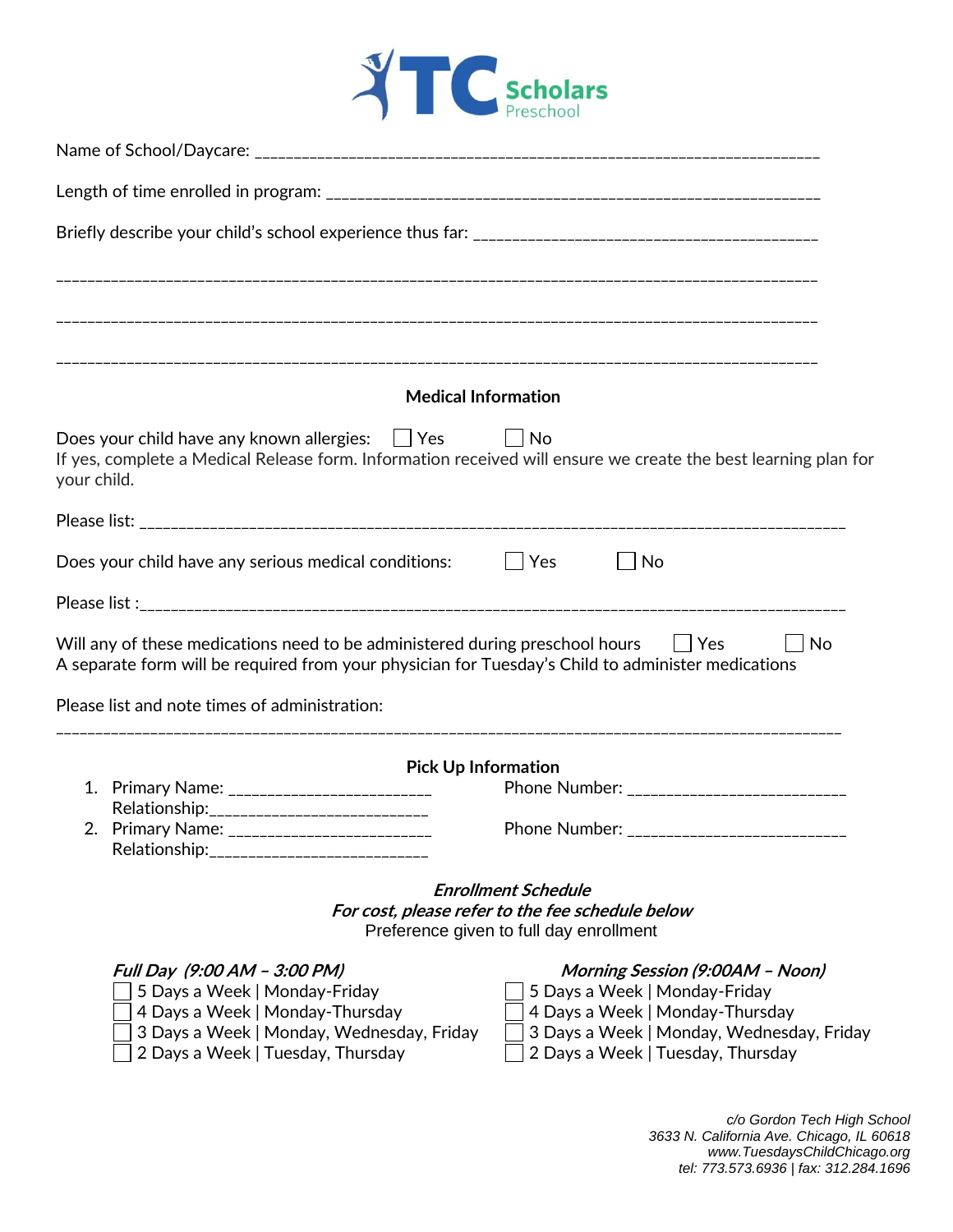TC Scholars Preschool

Name of School/Daycare: ______________________________________________________________________

Length of time enrolled in program: ______________________________________________________________

Briefly describe your child's school experience thus far: ________________________________________

____________________________________________________________________________________________

____________________________________________________________________________________________

____________________________________________________________________________________________

**Medical Information**

Does your child have any known allergies: ☐ Yes ☐ No

If yes, complete a Medical Release form. Information received will ensure we create the best learning plan for your child.

Please list: ___________________________________________________________________________________

Does your child have any serious medical conditions: ☐ Yes ☐ No

Please list :___________________________________________________________________________________

Will any of these medications need to be administered during preschool hours ☐ Yes ☐ No

A separate form will be required from your physician for Tuesday's Child to administer medications

Please list and note times of administration:

____________________________________________________________________________________________

**Pick Up Information**

1. Primary Name: ______________________ Phone Number: ________________________
   Relationship:________________________
2. Primary Name: ______________________ Phone Number: ________________________
   Relationship:________________________

***Enrollment Schedule***

***For cost, please refer to the fee schedule below***

Preference given to full day enrollment

***Full Day (9:00 AM – 3:00 PM)***

☐ 5 Days a Week | Monday-Friday
☐ 4 Days a Week | Monday-Thursday
☐ 3 Days a Week | Monday, Wednesday, Friday
☐ 2 Days a Week | Tuesday, Thursday

***Morning Session (9:00AM – Noon)***

☐ 5 Days a Week | Monday-Friday
☐ 4 Days a Week | Monday-Thursday
☐ 3 Days a Week | Monday, Wednesday, Friday
☐ 2 Days a Week | Tuesday, Thursday

*c/o Gordon Tech High School*
*3633 N. California Ave. Chicago, IL 60618*
*www.TuesdaysChildChicago.org*
*tel: 773.573.6936 | fax: 312.284.1696*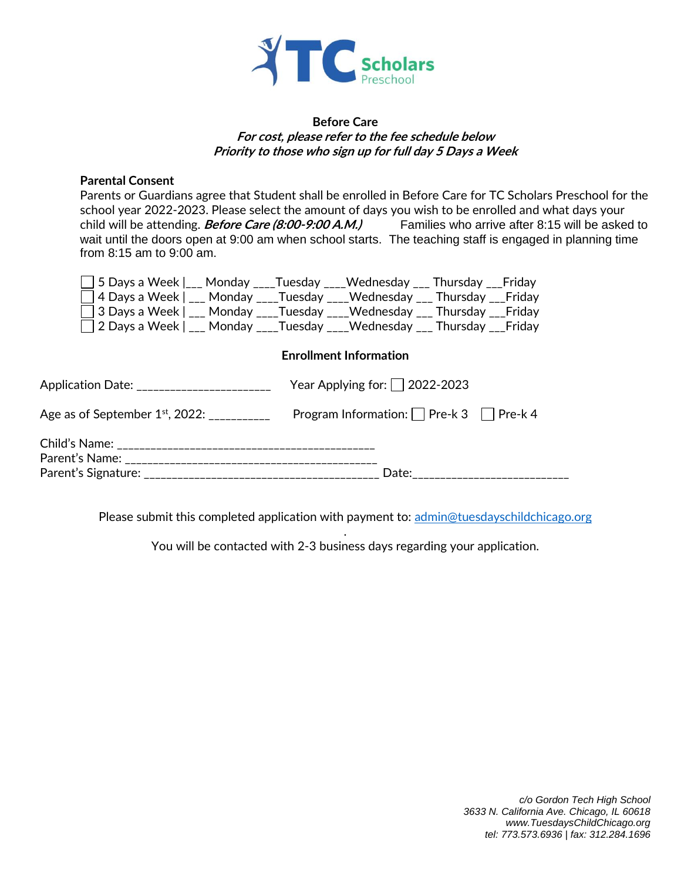TC Scholars Preschool

**Before Care**

***For cost, please refer to the fee schedule below***

***Priority to those who sign up for full day 5 Days a Week***

**Parental Consent**

Parents or Guardians agree that Student shall be enrolled in Before Care for TC Scholars Preschool for the school year 2022-2023. Please select the amount of days you wish to be enrolled and what days your child will be attending. ***Before Care (8:00-9:00 A.M.)*** Families who arrive after 8:15 will be asked to wait until the doors open at 9:00 am when school starts. The teaching staff is engaged in planning time from 8:15 am to 9:00 am.

☐ 5 Days a Week |___ Monday ____Tuesday ____Wednesday ___ Thursday ___Friday
☐ 4 Days a Week | ___ Monday ____Tuesday ____Wednesday ___ Thursday ___Friday
☐ 3 Days a Week | ___ Monday ____Tuesday ____Wednesday ___ Thursday ___Friday
☐ 2 Days a Week | ___ Monday ____Tuesday ____Wednesday ___ Thursday ___Friday

**Enrollment Information**

Application Date: _______________________ Year Applying for: ☐ 2022-2023

Age as of September 1st, 2022: __________ Program Information: ☐ Pre-k 3 ☐ Pre-k 4

Child's Name: _____________________________________________
Parent's Name: ____________________________________________
Parent's Signature: ________________________________________ Date:__________________________

Please submit this completed application with payment to: admin@tuesdayschildchicago.org

You will be contacted with 2-3 business days regarding your application.

*c/o Gordon Tech High School*
*3633 N. California Ave. Chicago, IL 60618*
*www.TuesdaysChildChicago.org*
*tel: 773.573.6936 | fax: 312.284.1696*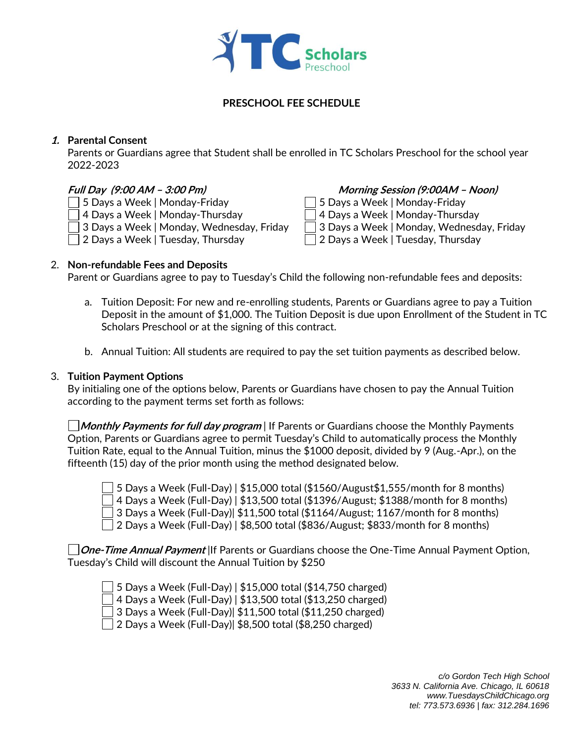TC Scholars Preschool

**PRESCHOOL FEE SCHEDULE**

1. **Parental Consent**
   Parents or Guardians agree that Student shall be enrolled in TC Scholars Preschool for the school year 2022-2023

***Full Day (9:00 AM – 3:00 Pm)***

- ☐ 5 Days a Week | Monday-Friday
- ☐ 4 Days a Week | Monday-Thursday
- ☐ 3 Days a Week | Monday, Wednesday, Friday
- ☐ 2 Days a Week | Tuesday, Thursday

***Morning Session (9:00AM – Noon)***

- ☐ 5 Days a Week | Monday-Friday
- ☐ 4 Days a Week | Monday-Thursday
- ☐ 3 Days a Week | Monday, Wednesday, Friday
- ☐ 2 Days a Week | Tuesday, Thursday

2. **Non-refundable Fees and Deposits**
   Parent or Guardians agree to pay to Tuesday's Child the following non-refundable fees and deposits:

   a. Tuition Deposit: For new and re-enrolling students, Parents or Guardians agree to pay a Tuition Deposit in the amount of $1,000. The Tuition Deposit is due upon Enrollment of the Student in TC Scholars Preschool or at the signing of this contract.

   b. Annual Tuition: All students are required to pay the set tuition payments as described below.

3. **Tuition Payment Options**
   By initialing one of the options below, Parents or Guardians have chosen to pay the Annual Tuition according to the payment terms set forth as follows:

☐ ***Monthly Payments for full day program*** | If Parents or Guardians choose the Monthly Payments Option, Parents or Guardians agree to permit Tuesday's Child to automatically process the Monthly Tuition Rate, equal to the Annual Tuition, minus the $1000 deposit, divided by 9 (Aug.-Apr.), on the fifteenth (15) day of the prior month using the method designated below.

- ☐ 5 Days a Week (Full-Day) | $15,000 total ($1560/August$1,555/month for 8 months)
- ☐ 4 Days a Week (Full-Day) | $13,500 total ($1396/August; $1388/month for 8 months)
- ☐ 3 Days a Week (Full-Day)| $11,500 total ($1164/August; 1167/month for 8 months)
- ☐ 2 Days a Week (Full-Day) | $8,500 total ($836/August; $833/month for 8 months)

☐ ***One-Time Annual Payment*** |If Parents or Guardians choose the One-Time Annual Payment Option, Tuesday's Child will discount the Annual Tuition by $250

- ☐ 5 Days a Week (Full-Day) | $15,000 total ($14,750 charged)
- ☐ 4 Days a Week (Full-Day) | $13,500 total ($13,250 charged)
- ☐ 3 Days a Week (Full-Day)| $11,500 total ($11,250 charged)
- ☐ 2 Days a Week (Full-Day)| $8,500 total ($8,250 charged)

*c/o Gordon Tech High School*
*3633 N. California Ave. Chicago, IL 60618*
*www.TuesdaysChildChicago.org*
*tel: 773.573.6936 | fax: 312.284.1696*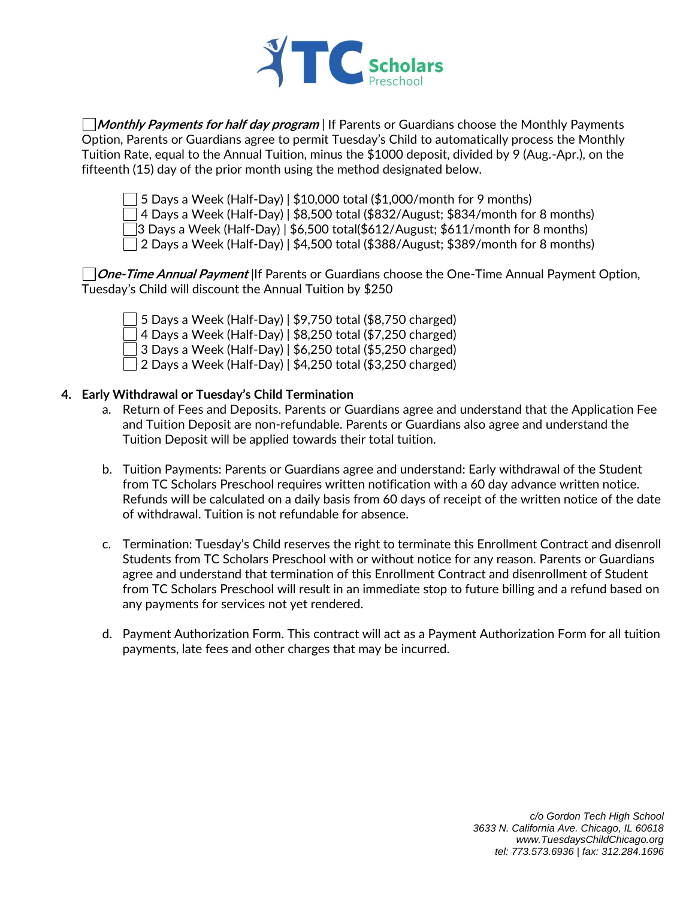☐ ***Monthly Payments for half day program*** | If Parents or Guardians choose the Monthly Payments Option, Parents or Guardians agree to permit Tuesday's Child to automatically process the Monthly Tuition Rate, equal to the Annual Tuition, minus the $1000 deposit, divided by 9 (Aug.-Apr.), on the fifteenth (15) day of the prior month using the method designated below.

- ☐ 5 Days a Week (Half-Day) | $10,000 total ($1,000/month for 9 months)
- ☐ 4 Days a Week (Half-Day) | $8,500 total ($832/August; $834/month for 8 months)
- ☐ 3 Days a Week (Half-Day) | $6,500 total($612/August; $611/month for 8 months)
- ☐ 2 Days a Week (Half-Day) | $4,500 total ($388/August; $389/month for 8 months)

☐ ***One-Time Annual Payment*** |If Parents or Guardians choose the One-Time Annual Payment Option, Tuesday's Child will discount the Annual Tuition by $250

- ☐ 5 Days a Week (Half-Day) | $9,750 total ($8,750 charged)
- ☐ 4 Days a Week (Half-Day) | $8,250 total ($7,250 charged)
- ☐ 3 Days a Week (Half-Day) | $6,250 total ($5,250 charged)
- ☐ 2 Days a Week (Half-Day) | $4,250 total ($3,250 charged)

**4. Early Withdrawal or Tuesday's Child Termination**

a. Return of Fees and Deposits. Parents or Guardians agree and understand that the Application Fee and Tuition Deposit are non-refundable. Parents or Guardians also agree and understand the Tuition Deposit will be applied towards their total tuition.

b. Tuition Payments: Parents or Guardians agree and understand: Early withdrawal of the Student from TC Scholars Preschool requires written notification with a 60 day advance written notice. Refunds will be calculated on a daily basis from 60 days of receipt of the written notice of the date of withdrawal. Tuition is not refundable for absence.

c. Termination: Tuesday's Child reserves the right to terminate this Enrollment Contract and disenroll Students from TC Scholars Preschool with or without notice for any reason. Parents or Guardians agree and understand that termination of this Enrollment Contract and disenrollment of Student from TC Scholars Preschool will result in an immediate stop to future billing and a refund based on any payments for services not yet rendered.

d. Payment Authorization Form. This contract will act as a Payment Authorization Form for all tuition payments, late fees and other charges that may be incurred.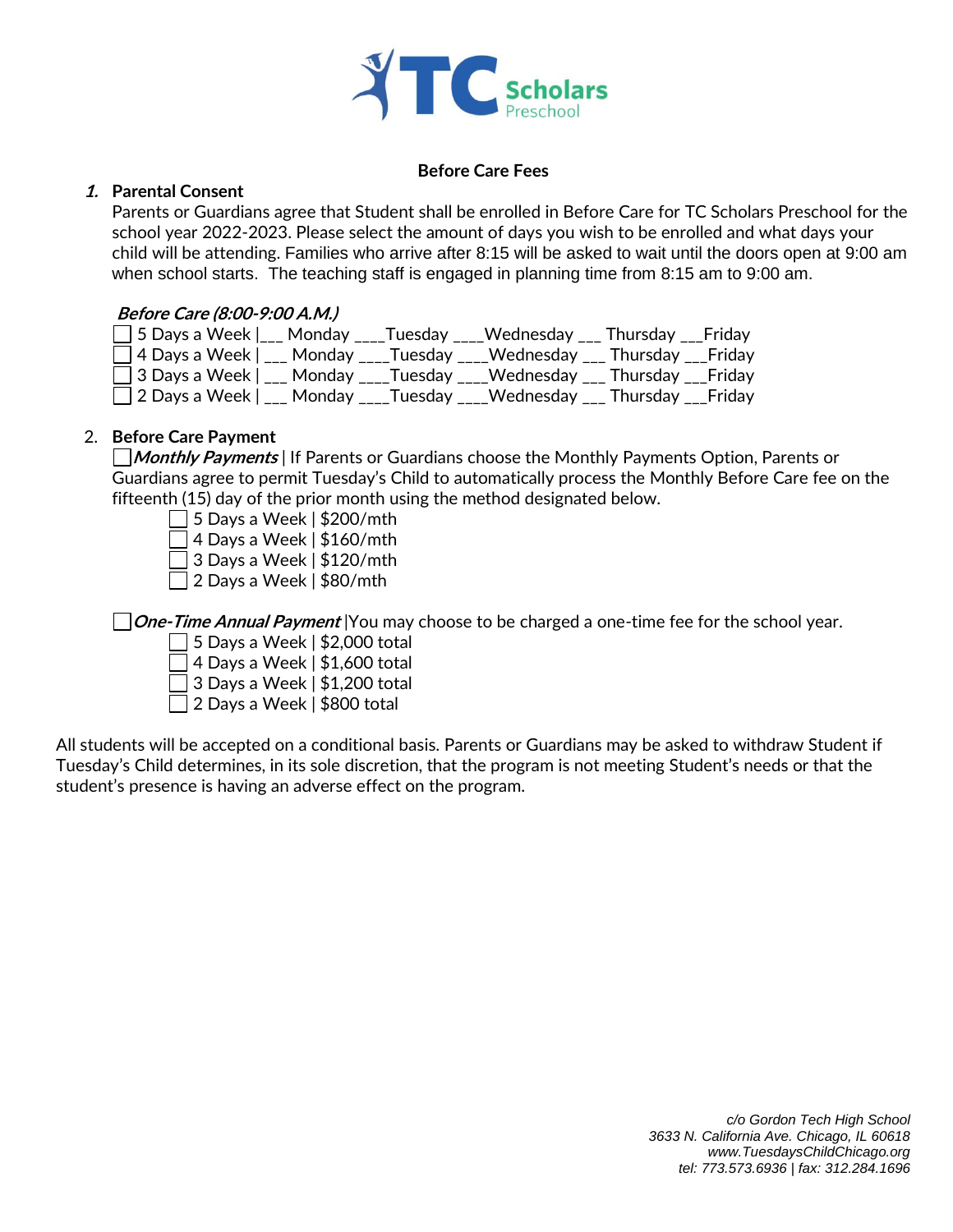TC Scholars Preschool

## Before Care Fees

1. **Parental Consent**

   Parents or Guardians agree that Student shall be enrolled in Before Care for TC Scholars Preschool for the school year 2022-2023. Please select the amount of days you wish to be enrolled and what days your child will be attending. Families who arrive after 8:15 will be asked to wait until the doors open at 9:00 am when school starts. The teaching staff is engaged in planning time from 8:15 am to 9:00 am.

   ***Before Care (8:00-9:00 A.M.)***

   - ☐ 5 Days a Week |___ Monday ____Tuesday ____Wednesday ___ Thursday ___Friday
   - ☐ 4 Days a Week | ___ Monday ____Tuesday ____Wednesday ___ Thursday ___Friday
   - ☐ 3 Days a Week | ___ Monday ____Tuesday ____Wednesday ___ Thursday ___Friday
   - ☐ 2 Days a Week | ___ Monday ____Tuesday ____Wednesday ___ Thursday ___Friday

2. **Before Care Payment**

   ☐***Monthly Payments*** | If Parents or Guardians choose the Monthly Payments Option, Parents or Guardians agree to permit Tuesday's Child to automatically process the Monthly Before Care fee on the fifteenth (15) day of the prior month using the method designated below.

   - ☐ 5 Days a Week | $200/mth
   - ☐ 4 Days a Week | $160/mth
   - ☐ 3 Days a Week | $120/mth
   - ☐ 2 Days a Week | $80/mth

   ☐***One-Time Annual Payment*** |You may choose to be charged a one-time fee for the school year.

   - ☐ 5 Days a Week | $2,000 total
   - ☐ 4 Days a Week | $1,600 total
   - ☐ 3 Days a Week | $1,200 total
   - ☐ 2 Days a Week | $800 total

All students will be accepted on a conditional basis. Parents or Guardians may be asked to withdraw Student if Tuesday's Child determines, in its sole discretion, that the program is not meeting Student's needs or that the student's presence is having an adverse effect on the program.

*c/o Gordon Tech High School*
*3633 N. California Ave. Chicago, IL 60618*
*www.TuesdaysChildChicago.org*
*tel: 773.573.6936 | fax: 312.284.1696*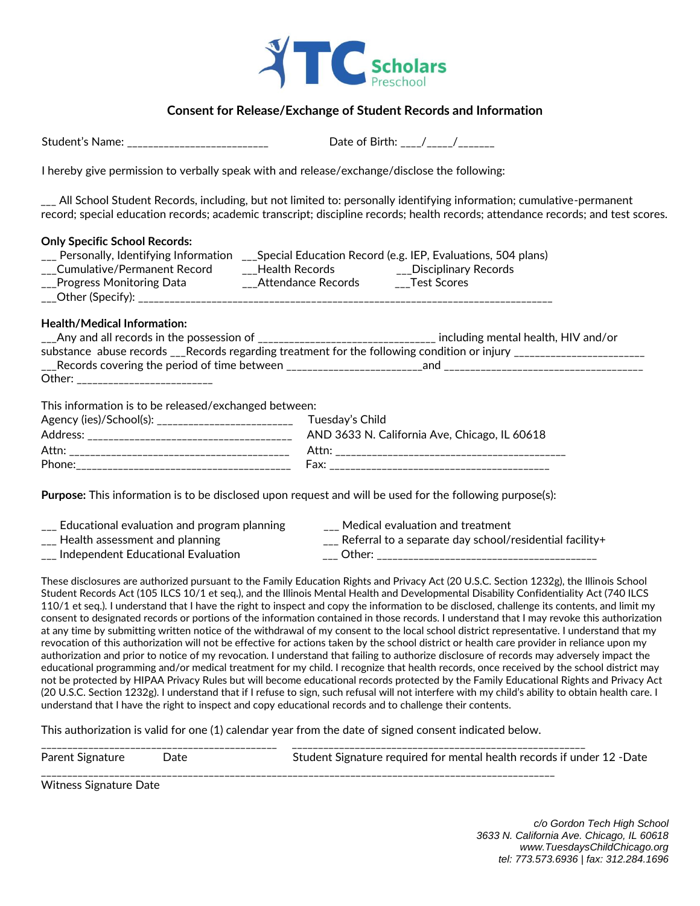TC Scholars Preschool

## Consent for Release/Exchange of Student Records and Information

Student's Name: ___________________________ Date of Birth: ____/_____/_______

I hereby give permission to verbally speak with and release/exchange/disclose the following:

___ All School Student Records, including, but not limited to: personally identifying information; cumulative-permanent record; special education records; academic transcript; discipline records; health records; attendance records; and test scores.

**Only Specific School Records:**

___ Personally, Identifying Information ___Special Education Record (e.g. IEP, Evaluations, 504 plans)
___Cumulative/Permanent Record ___Health Records ___Disciplinary Records
___Progress Monitoring Data ___Attendance Records ___Test Scores
___Other (Specify): ______________________________________________________________________________

**Health/Medical Information:**

___Any and all records in the possession of ________________________________ including mental health, HIV and/or substance abuse records ___Records regarding treatment for the following condition or injury _______________________
___Records covering the period of time between _________________________and ______________________________________
Other: _________________________

This information is to be released/exchanged between:

Agency (ies)/School(s): _________________________ Tuesday's Child
Address: ______________________________________ AND 3633 N. California Ave, Chicago, IL 60618
Attn: _________________________________________ Attn: ____________________________________________
Phone:_________________________________________ Fax: ___________________________________________

**Purpose:** This information is to be disclosed upon request and will be used for the following purpose(s):

___ Educational evaluation and program planning ___ Medical evaluation and treatment
___ Health assessment and planning ___ Referral to a separate day school/residential facility+
___ Independent Educational Evaluation ___ Other: __________________________________________

These disclosures are authorized pursuant to the Family Education Rights and Privacy Act (20 U.S.C. Section 1232g), the Illinois School Student Records Act (105 ILCS 10/1 et seq.), and the Illinois Mental Health and Developmental Disability Confidentiality Act (740 ILCS 110/1 et seq.). I understand that I have the right to inspect and copy the information to be disclosed, challenge its contents, and limit my consent to designated records or portions of the information contained in those records. I understand that I may revoke this authorization at any time by submitting written notice of the withdrawal of my consent to the local school district representative. I understand that my revocation of this authorization will not be effective for actions taken by the school district or health care provider in reliance upon my authorization and prior to notice of my revocation. I understand that failing to authorize disclosure of records may adversely impact the educational programming and/or medical treatment for my child. I recognize that health records, once received by the school district may not be protected by HIPAA Privacy Rules but will become educational records protected by the Family Educational Rights and Privacy Act (20 U.S.C. Section 1232g). I understand that if I refuse to sign, such refusal will not interfere with my child's ability to obtain health care. I understand that I have the right to inspect and copy educational records and to challenge their contents.

This authorization is valid for one (1) calendar year from the date of signed consent indicated below.

_____________________________________________ _______________________________________________________
Parent Signature Date Student Signature required for mental health records if under 12 -Date

______________________________________________________________________________________________
Witness Signature Date

*c/o Gordon Tech High School*
*3633 N. California Ave. Chicago, IL 60618*
*www.TuesdaysChildChicago.org*
*tel: 773.573.6936 | fax: 312.284.1696*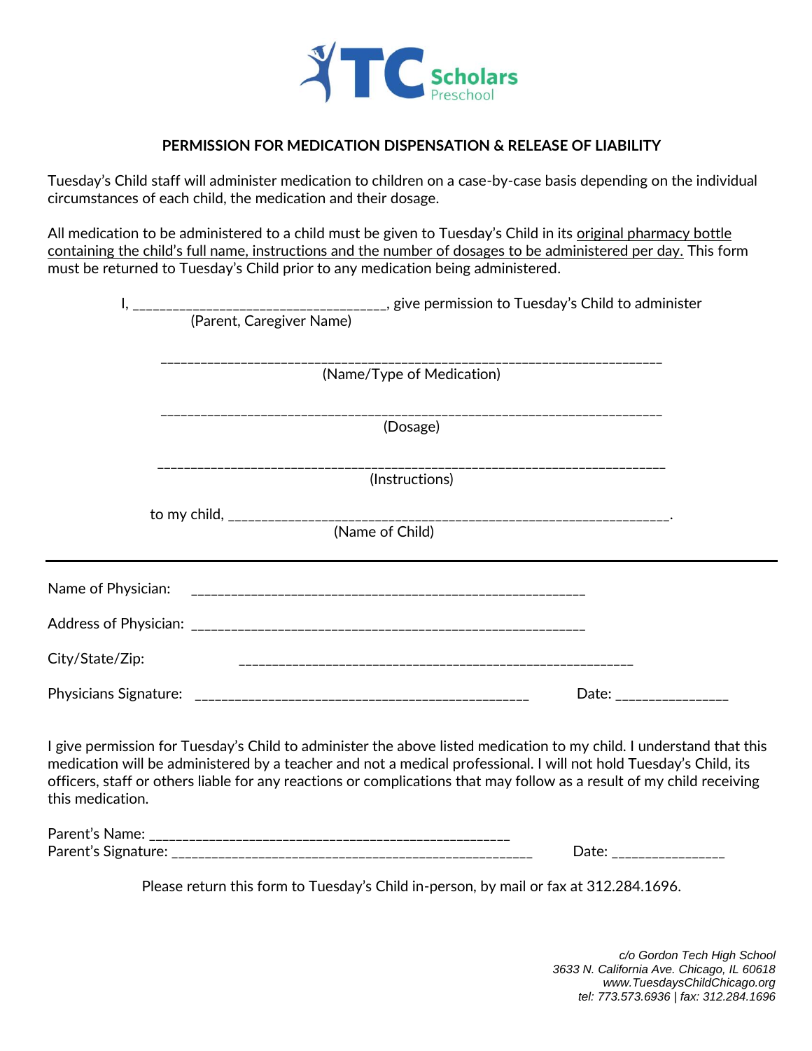TC Scholars Preschool

**PERMISSION FOR MEDICATION DISPENSATION & RELEASE OF LIABILITY**

Tuesday's Child staff will administer medication to children on a case-by-case basis depending on the individual circumstances of each child, the medication and their dosage.

All medication to be administered to a child must be given to Tuesday's Child in its original pharmacy bottle containing the child's full name, instructions and the number of dosages to be administered per day. This form must be returned to Tuesday's Child prior to any medication being administered.

I, ___________________________________, give permission to Tuesday's Child to administer
(Parent, Caregiver Name)

_______________________________________________________________________
(Name/Type of Medication)

_______________________________________________________________________
(Dosage)

_______________________________________________________________________
(Instructions)

to my child, ______________________________________________________________.
(Name of Child)

---

Name of Physician: _______________________________________________________

Address of Physician: _______________________________________________________

City/State/Zip: _______________________________________________________

Physicians Signature: ______________________________________________ Date: _______________

I give permission for Tuesday's Child to administer the above listed medication to my child. I understand that this medication will be administered by a teacher and not a medical professional. I will not hold Tuesday's Child, its officers, staff or others liable for any reactions or complications that may follow as a result of my child receiving this medication.

Parent's Name: __________________________________________________
Parent's Signature: __________________________________________________ Date: _______________

Please return this form to Tuesday's Child in-person, by mail or fax at 312.284.1696.

*c/o Gordon Tech High School*
*3633 N. California Ave. Chicago, IL 60618*
*www.TuesdaysChildChicago.org*
*tel: 773.573.6936 | fax: 312.284.1696*